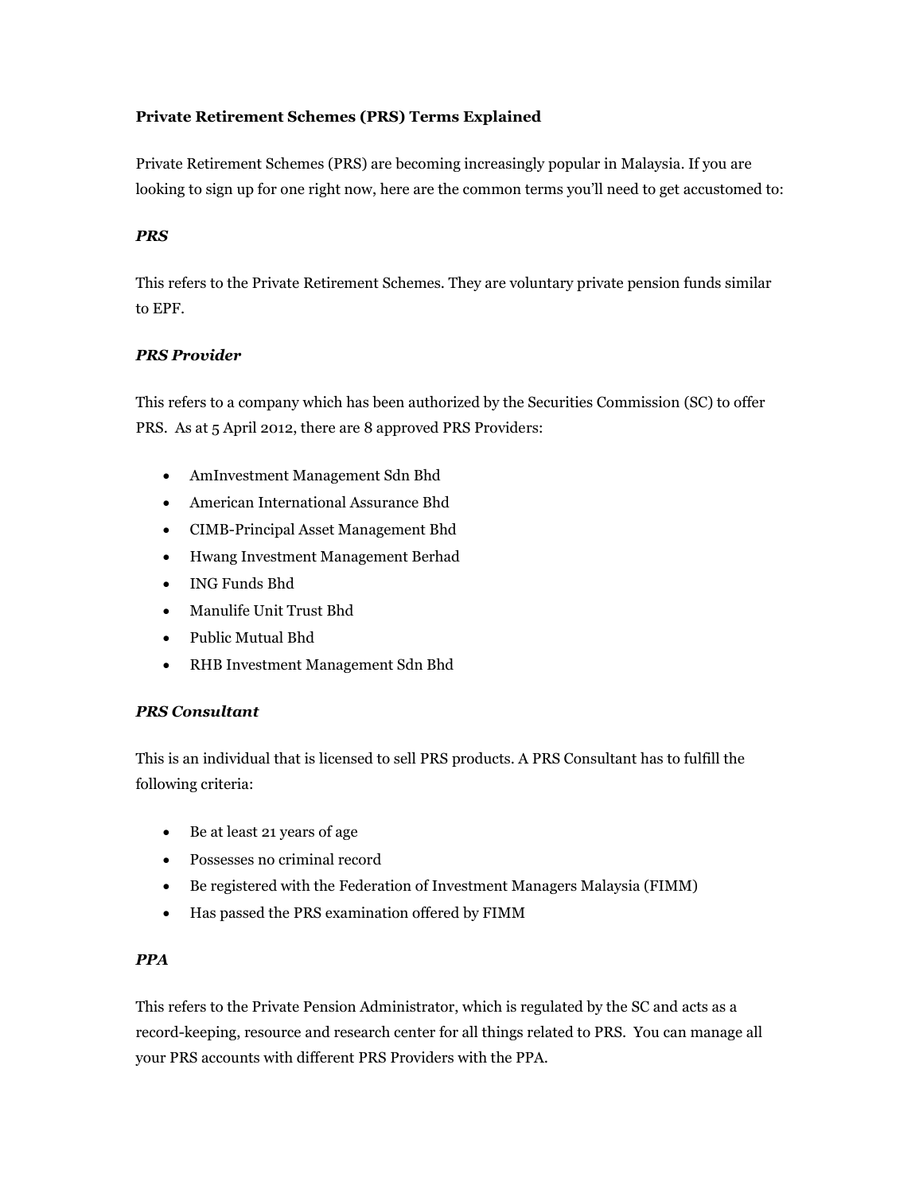# Private Retirement Schemes (PRS) Terms Explained

Private Retirement Schemes (PRS) are becoming increasingly popular in Malaysia. If you are looking to sign up for one right now, here are the common terms you'll need to get accustomed to:

### *PRS*

This refers to the Private Retirement Schemes. They are voluntary private pension funds similar to EPF.

### *PRS Provider*

This refers to a company which has been authorized by the Securities Commission (SC) to offer PRS. As at 5 April 2012, there are 8 approved PRS Providers:

- AmInvestment Management Sdn Bhd
- American International Assurance Bhd
- CIMB-Principal Asset Management Bhd
- Hwang Investment Management Berhad
- ING Funds Bhd
- Manulife Unit Trust Bhd
- Public Mutual Bhd
- RHB Investment Management Sdn Bhd

### *PRS Consultant*

This is an individual that is licensed to sell PRS products. A PRS Consultant has to fulfill the following criteria:

- Be at least 21 years of age
- Possesses no criminal record
- Be registered with the Federation of Investment Managers Malaysia (FIMM)
- Has passed the PRS examination offered by FIMM

### *PPA*

This refers to the Private Pension Administrator, which is regulated by the SC and acts as a record-keeping, resource and research center for all things related to PRS. You can manage all your PRS accounts with different PRS Providers with the PPA.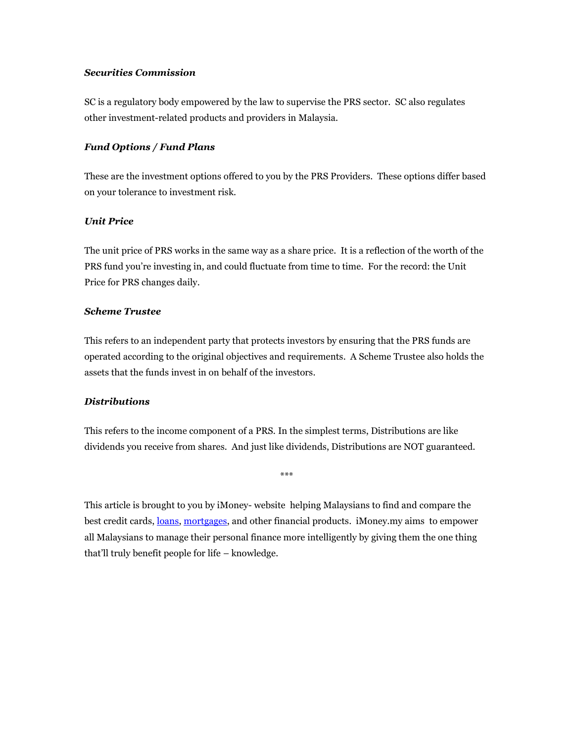***Securities Commission***

SC is a regulatory body empowered by the law to supervise the PRS sector. SC also regulates other investment-related products and providers in Malaysia.

***Fund Options / Fund Plans***

These are the investment options offered to you by the PRS Providers. These options differ based on your tolerance to investment risk.

***Unit Price***

The unit price of PRS works in the same way as a share price. It is a reflection of the worth of the PRS fund you're investing in, and could fluctuate from time to time. For the record: the Unit Price for PRS changes daily.

***Scheme Trustee***

This refers to an independent party that protects investors by ensuring that the PRS funds are operated according to the original objectives and requirements. A Scheme Trustee also holds the assets that the funds invest in on behalf of the investors.

***Distributions***

This refers to the income component of a PRS. In the simplest terms, Distributions are like dividends you receive from shares. And just like dividends, Distributions are NOT guaranteed.

***

This article is brought to you by iMoney- website helping Malaysians to find and compare the best credit cards, loans, mortgages, and other financial products. iMoney.my aims to empower all Malaysians to manage their personal finance more intelligently by giving them the one thing that'll truly benefit people for life – knowledge.